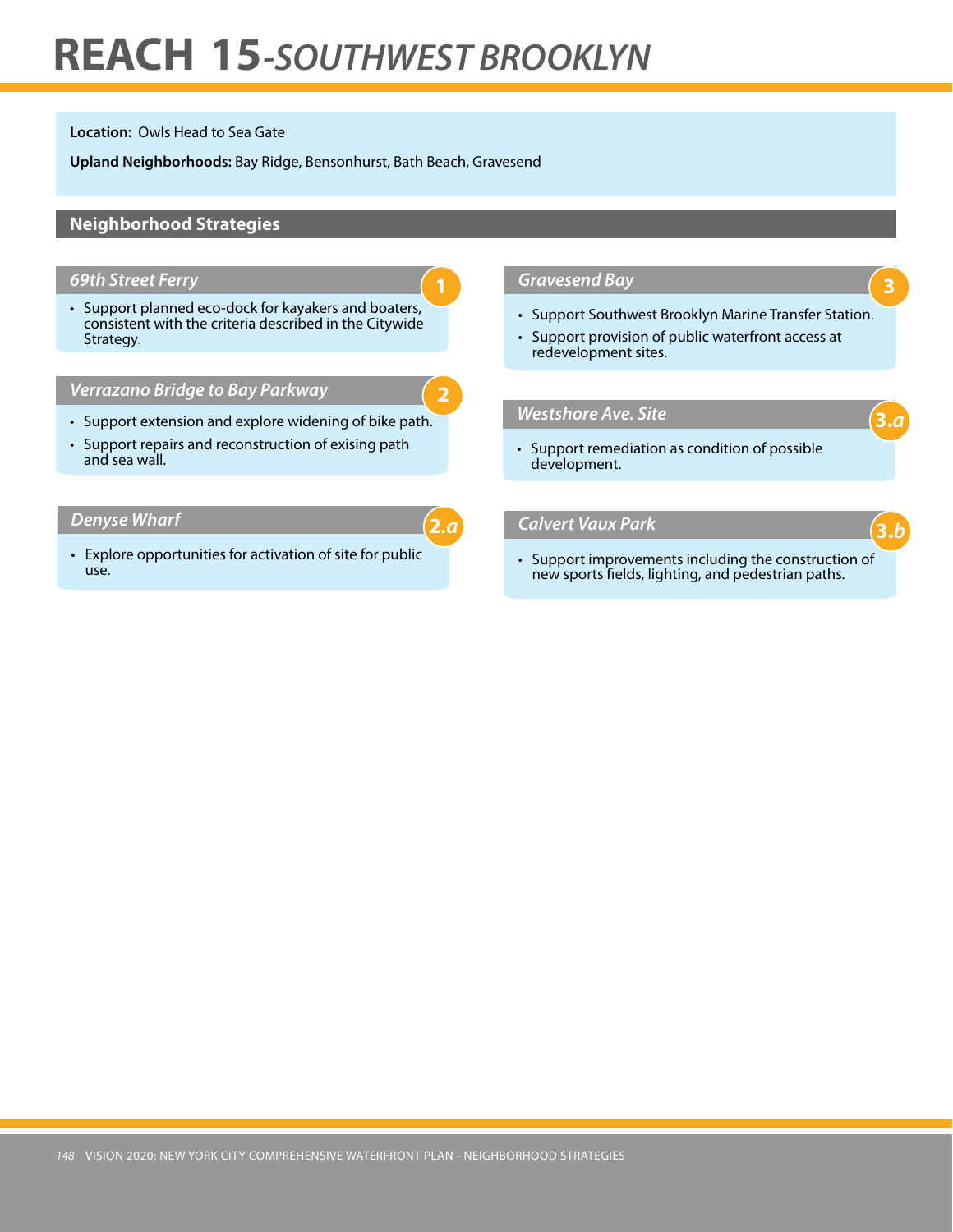# REACH 15-*SOUTHWEST BROOKLYN*

**Location:** Owls Head to Sea Gate

**Upland Neighborhoods:** Bay Ridge, Bensonhurst, Bath Beach, Gravesend

## Neighborhood Strategies

### *69th Street Ferry* — 1

- Support planned eco-dock for kayakers and boaters, consistent with the criteria described in the Citywide Strategy.

### *Verrazano Bridge to Bay Parkway* — 2

- Support extension and explore widening of bike path.
- Support repairs and reconstruction of exising path and sea wall.

### *Denyse Wharf* — 2.*a*

- Explore opportunities for activation of site for public use.

### *Gravesend Bay* — 3

- Support Southwest Brooklyn Marine Transfer Station.
- Support provision of public waterfront access at redevelopment sites.

### *Westshore Ave. Site* — 3.*a*

- Support remediation as condition of possible development.

### *Calvert Vaux Park* — 3.*b*

- Support improvements including the construction of new sports fields, lighting, and pedestrian paths.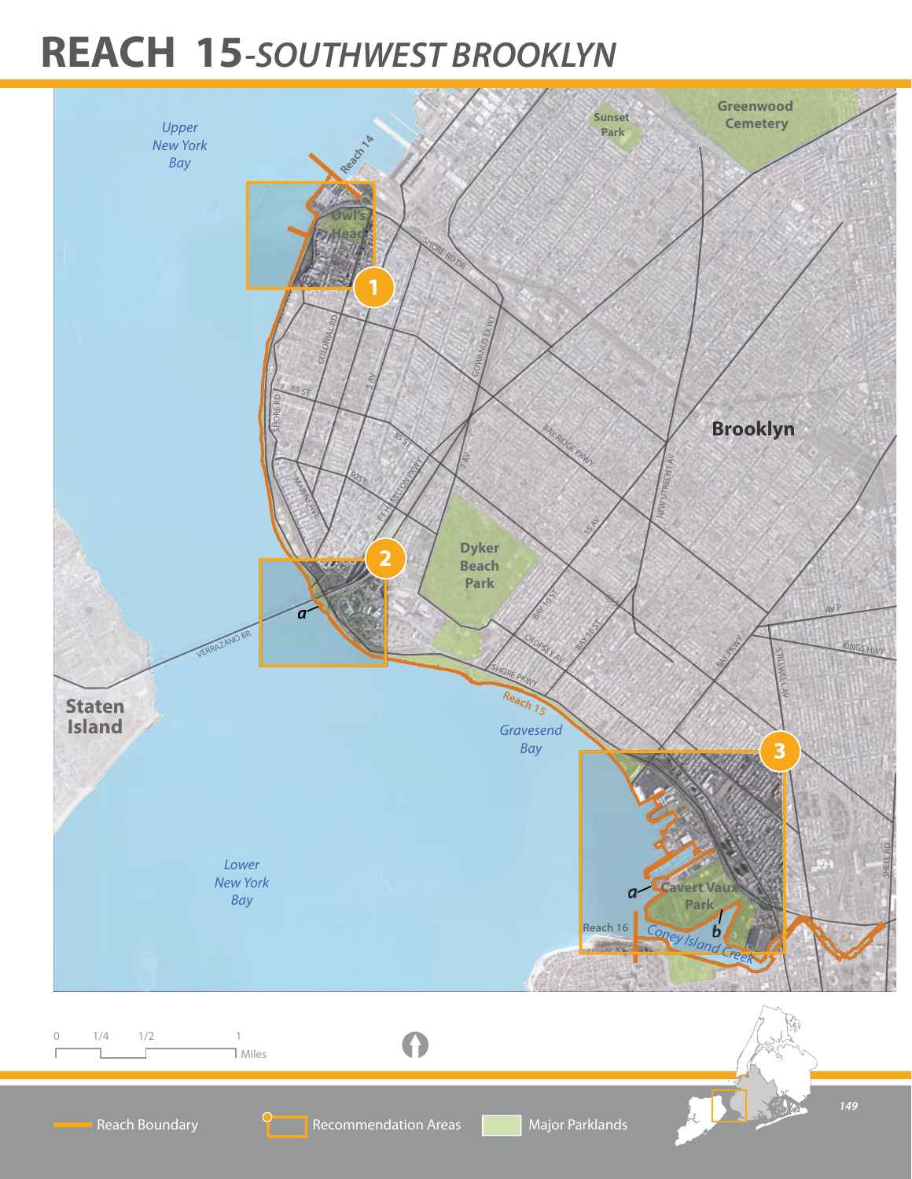# REACH 15-*SOUTHWEST BROOKLYN*

*Upper New York Bay*

Reach 14

Owl's Head

1

Sunset Park

Greenwood Cemetery

SHORE RD DR

COLONIAL RD

3 AV

GOWANUS EX WY

85 ST

SHORE RD

85 ST

92 ST

MARINE AV

FT HAMILTON PKWY

7 AV

BAY RIDGE PKWY

NEW UTRECHT AV

15 AV

Brooklyn

2

a

Dyker Beach Park

VERRAZANO BR

BAY 10 ST

CROPSEY AV

BAY 16 ST

SHORE PKWY

AV P

KINGS HWY

BAY PKWY

STILLWELL AV

Staten Island

Reach 15

*Gravesend Bay*

3

*Lower New York Bay*

a

Cavert Vaux Park

b

Reach 16

*Coney Island Creek*

SHELL RD

0 1/4 1/2 1 Miles

Reach Boundary

Recommendation Areas

Major Parklands